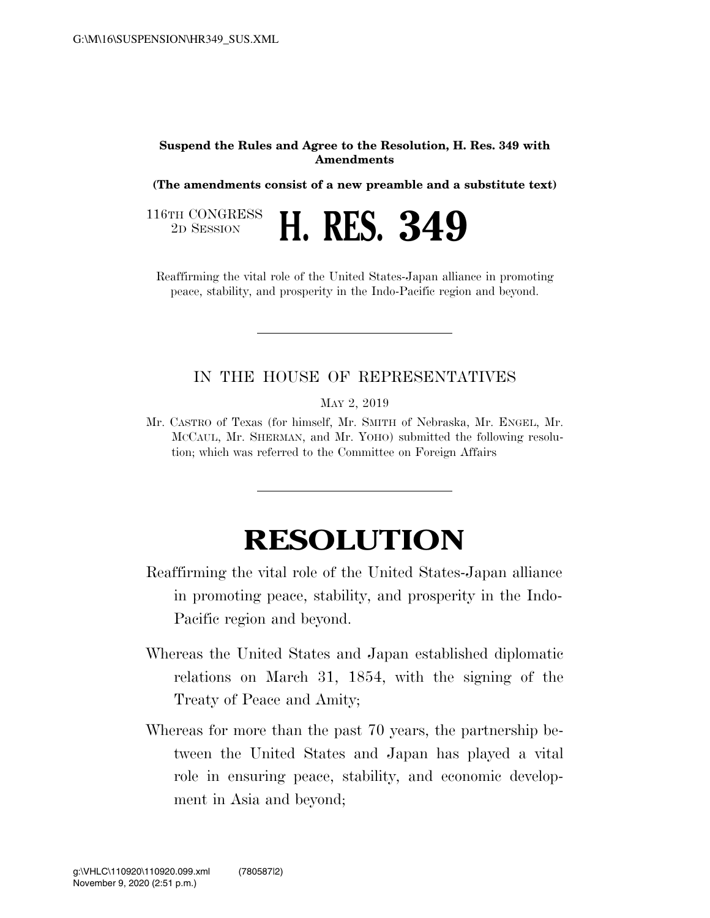**Suspend the Rules and Agree to the Resolution, H. Res. 349 with Amendments**

**(The amendments consist of a new preamble and a substitute text)**

116TH CONGRESS
2D SESSION

# H. RES. 349

Reaffirming the vital role of the United States-Japan alliance in promoting peace, stability, and prosperity in the Indo-Pacific region and beyond.

---

IN THE HOUSE OF REPRESENTATIVES

MAY 2, 2019

Mr. CASTRO of Texas (for himself, Mr. SMITH of Nebraska, Mr. ENGEL, Mr. MCCAUL, Mr. SHERMAN, and Mr. YOHO) submitted the following resolution; which was referred to the Committee on Foreign Affairs

---

# RESOLUTION

Reaffirming the vital role of the United States-Japan alliance in promoting peace, stability, and prosperity in the Indo-Pacific region and beyond.

Whereas the United States and Japan established diplomatic relations on March 31, 1854, with the signing of the Treaty of Peace and Amity;

Whereas for more than the past 70 years, the partnership between the United States and Japan has played a vital role in ensuring peace, stability, and economic development in Asia and beyond;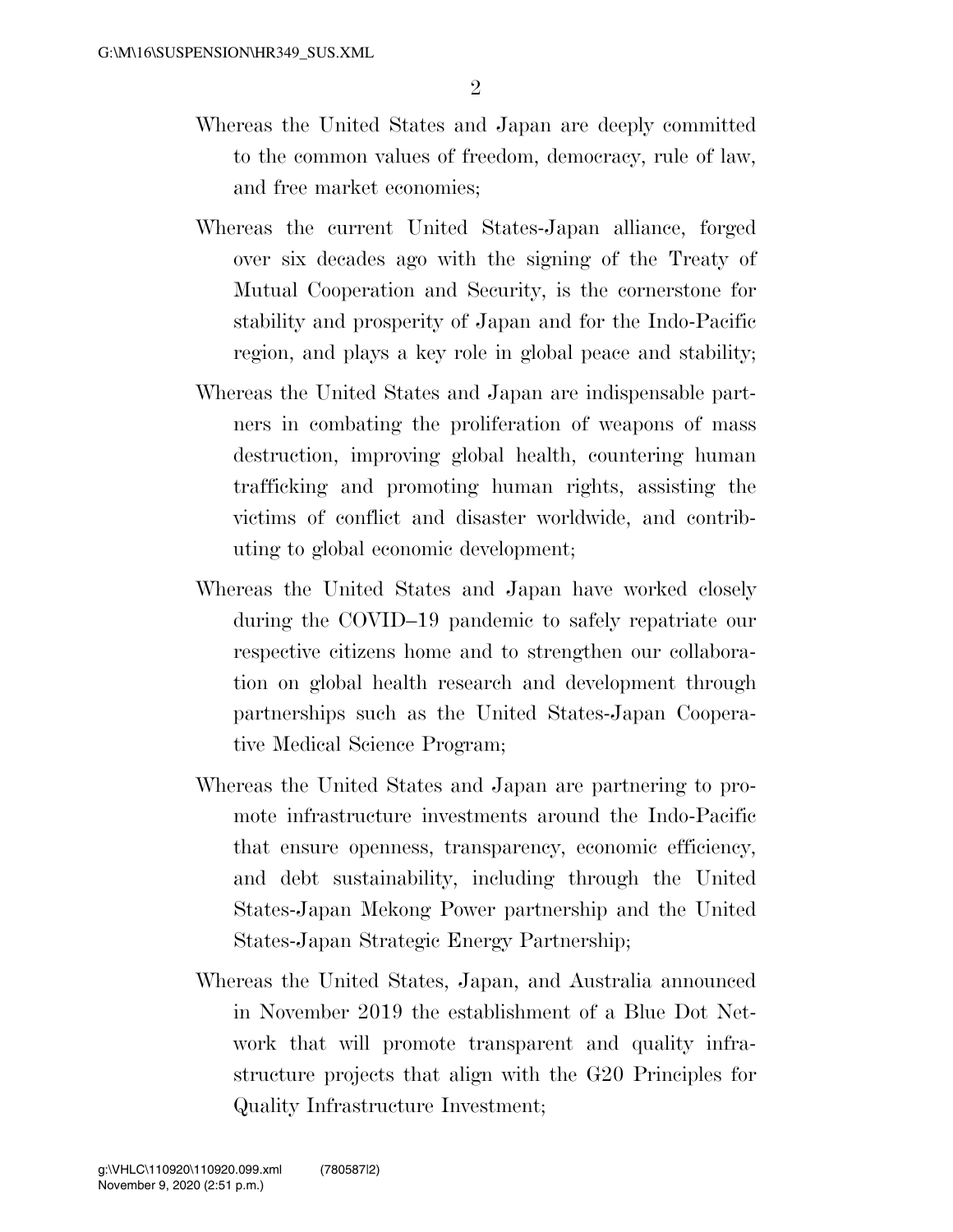Whereas the United States and Japan are deeply committed to the common values of freedom, democracy, rule of law, and free market economies;

Whereas the current United States-Japan alliance, forged over six decades ago with the signing of the Treaty of Mutual Cooperation and Security, is the cornerstone for stability and prosperity of Japan and for the Indo-Pacific region, and plays a key role in global peace and stability;

Whereas the United States and Japan are indispensable partners in combating the proliferation of weapons of mass destruction, improving global health, countering human trafficking and promoting human rights, assisting the victims of conflict and disaster worldwide, and contributing to global economic development;

Whereas the United States and Japan have worked closely during the COVID–19 pandemic to safely repatriate our respective citizens home and to strengthen our collaboration on global health research and development through partnerships such as the United States-Japan Cooperative Medical Science Program;

Whereas the United States and Japan are partnering to promote infrastructure investments around the Indo-Pacific that ensure openness, transparency, economic efficiency, and debt sustainability, including through the United States-Japan Mekong Power partnership and the United States-Japan Strategic Energy Partnership;

Whereas the United States, Japan, and Australia announced in November 2019 the establishment of a Blue Dot Network that will promote transparent and quality infrastructure projects that align with the G20 Principles for Quality Infrastructure Investment;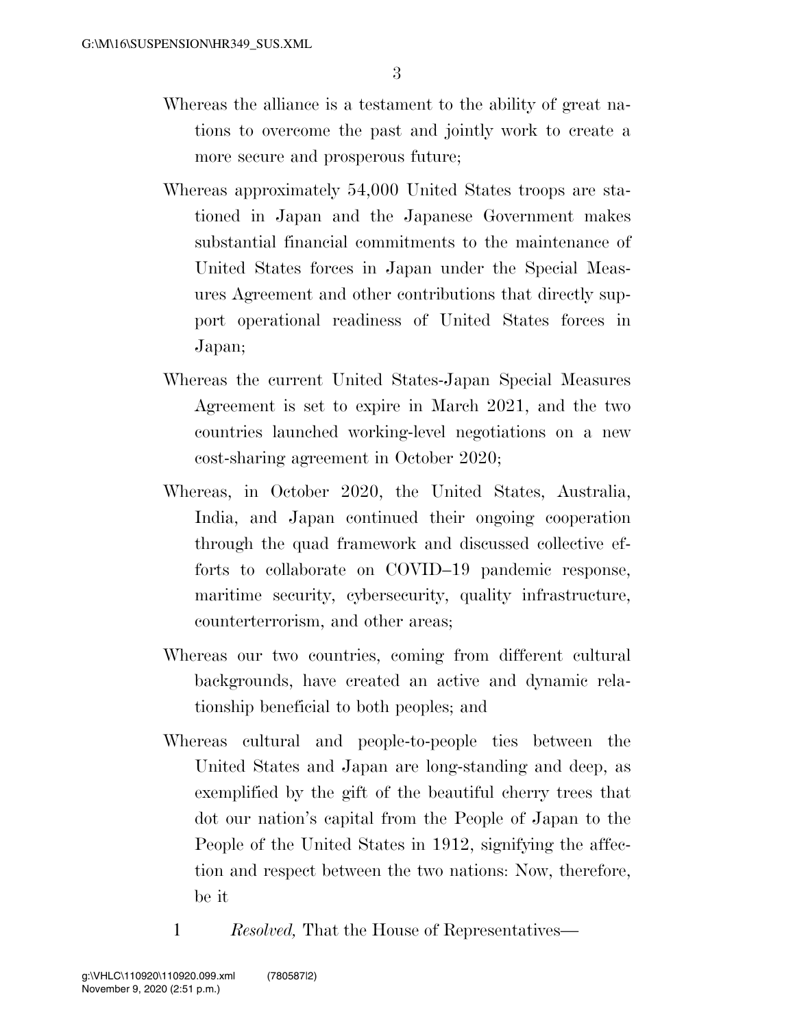Whereas the alliance is a testament to the ability of great nations to overcome the past and jointly work to create a more secure and prosperous future;

Whereas approximately 54,000 United States troops are stationed in Japan and the Japanese Government makes substantial financial commitments to the maintenance of United States forces in Japan under the Special Measures Agreement and other contributions that directly support operational readiness of United States forces in Japan;

Whereas the current United States-Japan Special Measures Agreement is set to expire in March 2021, and the two countries launched working-level negotiations on a new cost-sharing agreement in October 2020;

Whereas, in October 2020, the United States, Australia, India, and Japan continued their ongoing cooperation through the quad framework and discussed collective efforts to collaborate on COVID–19 pandemic response, maritime security, cybersecurity, quality infrastructure, counterterrorism, and other areas;

Whereas our two countries, coming from different cultural backgrounds, have created an active and dynamic relationship beneficial to both peoples; and

Whereas cultural and people-to-people ties between the United States and Japan are long-standing and deep, as exemplified by the gift of the beautiful cherry trees that dot our nation's capital from the People of Japan to the People of the United States in 1912, signifying the affection and respect between the two nations: Now, therefore, be it

1 *Resolved,* That the House of Representatives—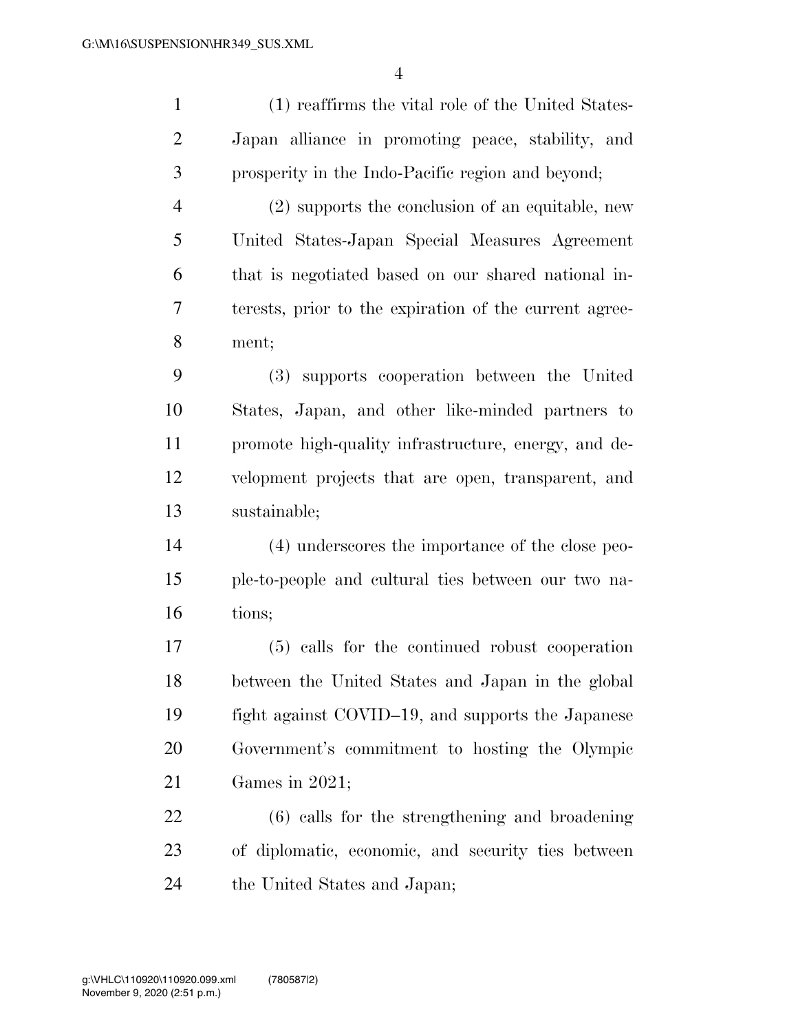(1) reaffirms the vital role of the United States-Japan alliance in promoting peace, stability, and prosperity in the Indo-Pacific region and beyond;

(2) supports the conclusion of an equitable, new United States-Japan Special Measures Agreement that is negotiated based on our shared national interests, prior to the expiration of the current agreement;

(3) supports cooperation between the United States, Japan, and other like-minded partners to promote high-quality infrastructure, energy, and development projects that are open, transparent, and sustainable;

(4) underscores the importance of the close people-to-people and cultural ties between our two nations;

(5) calls for the continued robust cooperation between the United States and Japan in the global fight against COVID–19, and supports the Japanese Government's commitment to hosting the Olympic Games in 2021;

(6) calls for the strengthening and broadening of diplomatic, economic, and security ties between the United States and Japan;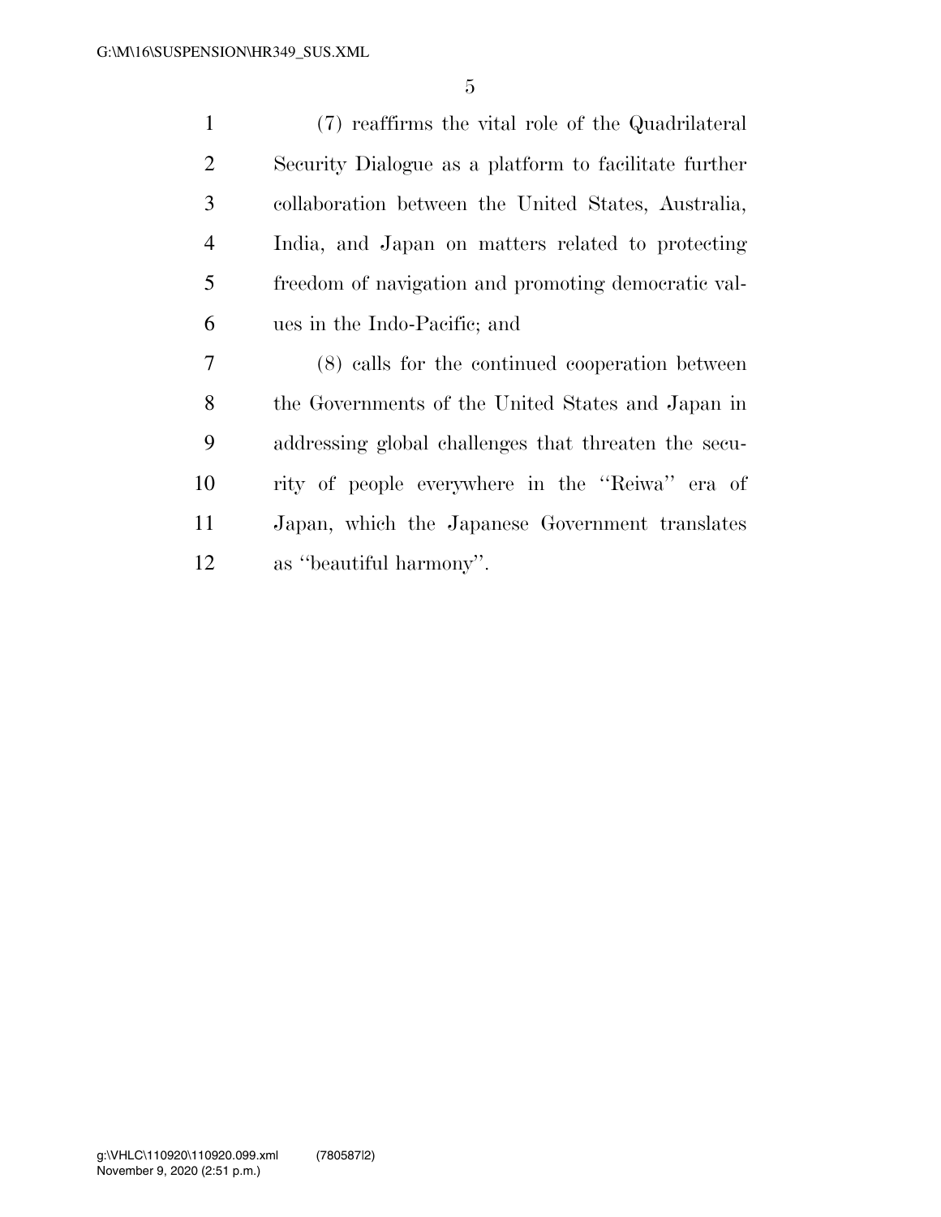(7) reaffirms the vital role of the Quadrilateral Security Dialogue as a platform to facilitate further collaboration between the United States, Australia, India, and Japan on matters related to protecting freedom of navigation and promoting democratic values in the Indo-Pacific; and

(8) calls for the continued cooperation between the Governments of the United States and Japan in addressing global challenges that threaten the security of people everywhere in the "Reiwa" era of Japan, which the Japanese Government translates as "beautiful harmony".